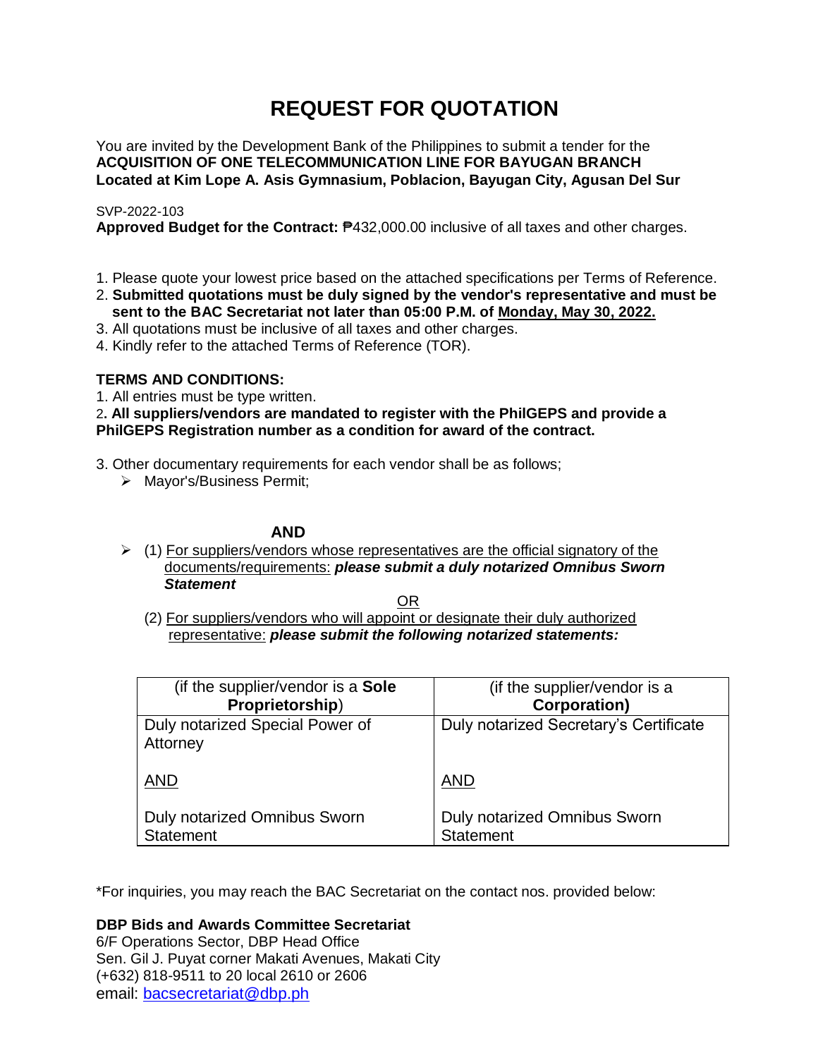# REQUEST FOR QUOTATION

You are invited by the Development Bank of the Philippines to submit a tender for the
**ACQUISITION OF ONE TELECOMMUNICATION LINE FOR BAYUGAN BRANCH**
**Located at Kim Lope A. Asis Gymnasium, Poblacion, Bayugan City, Agusan Del Sur**

SVP-2022-103
**Approved Budget for the Contract:** ₱432,000.00 inclusive of all taxes and other charges.

1. Please quote your lowest price based on the attached specifications per Terms of Reference.
2. **Submitted quotations must be duly signed by the vendor's representative and must be sent to the BAC Secretariat not later than 05:00 P.M. of Monday, May 30, 2022.**
3. All quotations must be inclusive of all taxes and other charges.
4. Kindly refer to the attached Terms of Reference (TOR).

**TERMS AND CONDITIONS:**

1. All entries must be type written.
2. **All suppliers/vendors are mandated to register with the PhilGEPS and provide a PhilGEPS Registration number as a condition for award of the contract.**
3. Other documentary requirements for each vendor shall be as follows;
   - Mayor's/Business Permit;

**AND**

   - (1) For suppliers/vendors whose representatives are the official signatory of the documents/requirements: ***please submit a duly notarized Omnibus Sworn Statement***

OR

   (2) For suppliers/vendors who will appoint or designate their duly authorized representative: ***please submit the following notarized statements:***

| (if the supplier/vendor is a **Sole Proprietorship**) | (if the supplier/vendor is a **Corporation)** |
|---|---|
| Duly notarized Special Power of Attorney<br><br>AND<br><br>Duly notarized Omnibus Sworn Statement | Duly notarized Secretary's Certificate<br><br>AND<br><br>Duly notarized Omnibus Sworn Statement |

*For inquiries, you may reach the BAC Secretariat on the contact nos. provided below:

**DBP Bids and Awards Committee Secretariat**
6/F Operations Sector, DBP Head Office
Sen. Gil J. Puyat corner Makati Avenues, Makati City
(+632) 818-9511 to 20 local 2610 or 2606
email: bacsecretariat@dbp.ph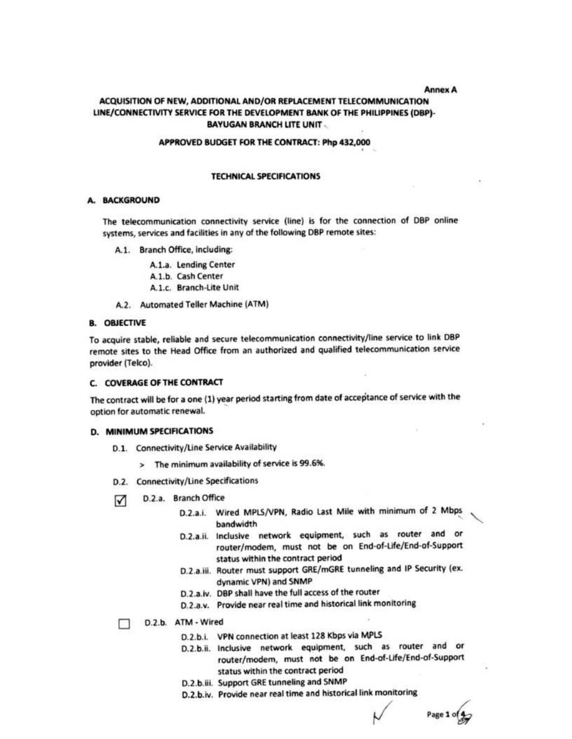Annex A

# ACQUISITION OF NEW, ADDITIONAL AND/OR REPLACEMENT TELECOMMUNICATION LINE/CONNECTIVITY SERVICE FOR THE DEVELOPMENT BANK OF THE PHILIPPINES (DBP)-BAYUGAN BRANCH LITE UNIT

**APPROVED BUDGET FOR THE CONTRACT: Php 432,000**

## TECHNICAL SPECIFICATIONS

### A. BACKGROUND

The telecommunication connectivity service (line) is for the connection of DBP online systems, services and facilities in any of the following DBP remote sites:

- A.1. Branch Office, including:
  - A.1.a. Lending Center
  - A.1.b. Cash Center
  - A.1.c. Branch-Lite Unit
- A.2. Automated Teller Machine (ATM)

### B. OBJECTIVE

To acquire stable, reliable and secure telecommunication connectivity/line service to link DBP remote sites to the Head Office from an authorized and qualified telecommunication service provider (Telco).

### C. COVERAGE OF THE CONTRACT

The contract will be for a one (1) year period starting from date of acceptance of service with the option for automatic renewal.

### D. MINIMUM SPECIFICATIONS

- D.1. Connectivity/Line Service Availability
  - > The minimum availability of service is 99.6%.
- D.2. Connectivity/Line Specifications

☑ D.2.a. Branch Office
- D.2.a.i. Wired MPLS/VPN, Radio Last Mile with minimum of 2 Mbps bandwidth
- D.2.a.ii. Inclusive network equipment, such as router and or router/modem, must not be on End-of-Life/End-of-Support status within the contract period
- D.2.a.iii. Router must support GRE/mGRE tunneling and IP Security (ex. dynamic VPN) and SNMP
- D.2.a.iv. DBP shall have the full access of the router
- D.2.a.v. Provide near real time and historical link monitoring

☐ D.2.b. ATM - Wired
- D.2.b.i. VPN connection at least 128 Kbps via MPLS
- D.2.b.ii. Inclusive network equipment, such as router and or router/modem, must not be on End-of-Life/End-of-Support status within the contract period
- D.2.b.iii. Support GRE tunneling and SNMP
- D.2.b.iv. Provide near real time and historical link monitoring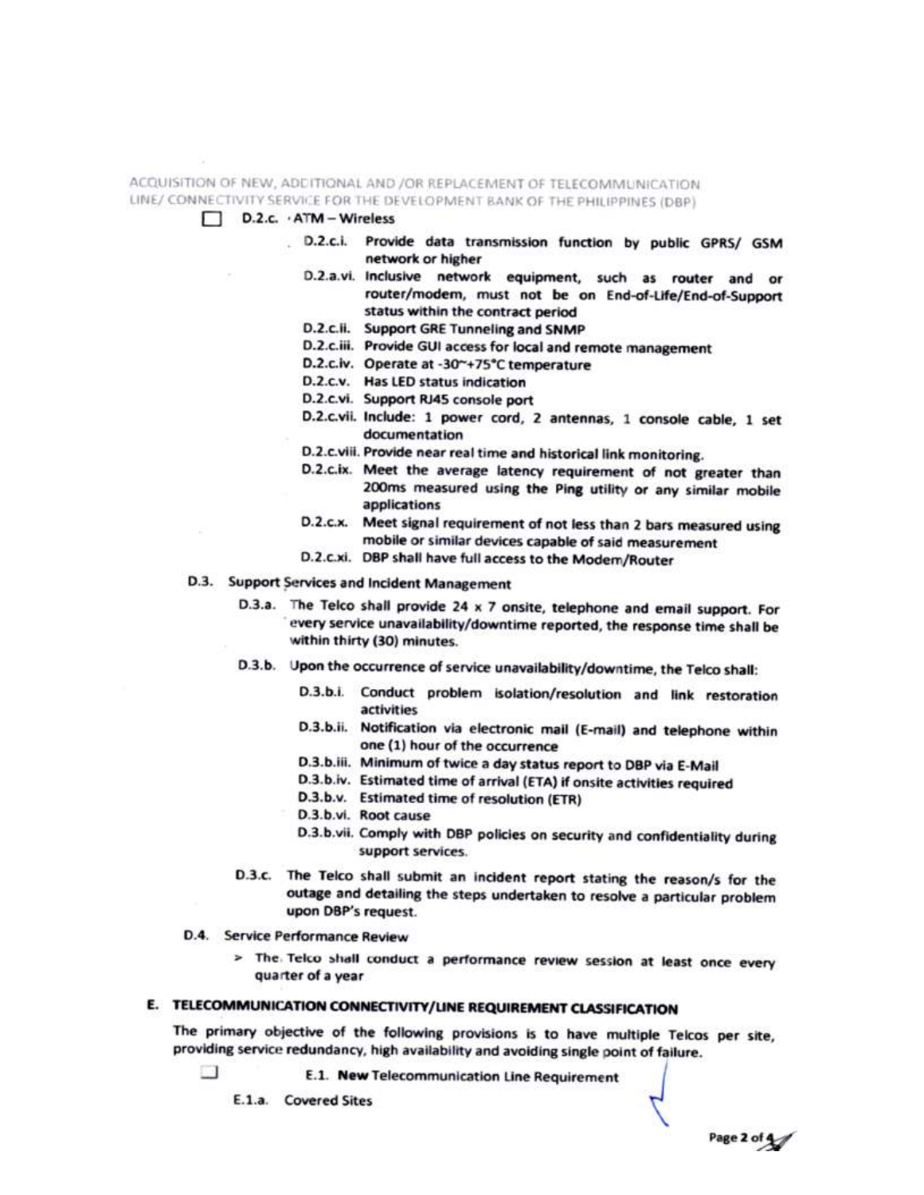☐ D.2.c. ATM – Wireless

- D.2.c.i. Provide data transmission function by public GPRS/ GSM network or higher
- D.2.a.vi. Inclusive network equipment, such as router and or router/modem, must not be on End-of-Life/End-of-Support status within the contract period
- D.2.c.ii. Support GRE Tunneling and SNMP
- D.2.c.iii. Provide GUI access for local and remote management
- D.2.c.iv. Operate at -30~+75°C temperature
- D.2.c.v. Has LED status indication
- D.2.c.vi. Support RJ45 console port
- D.2.c.vii. Include: 1 power cord, 2 antennas, 1 console cable, 1 set documentation
- D.2.c.viii. Provide near real time and historical link monitoring.
- D.2.c.ix. Meet the average latency requirement of not greater than 200ms measured using the Ping utility or any similar mobile applications
- D.2.c.x. Meet signal requirement of not less than 2 bars measured using mobile or similar devices capable of said measurement
- D.2.c.xi. DBP shall have full access to the Modem/Router

D.3. Support Services and Incident Management

D.3.a. The Telco shall provide 24 x 7 onsite, telephone and email support. For every service unavailability/downtime reported, the response time shall be within thirty (30) minutes.

D.3.b. Upon the occurrence of service unavailability/downtime, the Telco shall:

- D.3.b.i. Conduct problem isolation/resolution and link restoration activities
- D.3.b.ii. Notification via electronic mail (E-mail) and telephone within one (1) hour of the occurrence
- D.3.b.iii. Minimum of twice a day status report to DBP via E-Mail
- D.3.b.iv. Estimated time of arrival (ETA) if onsite activities required
- D.3.b.v. Estimated time of resolution (ETR)
- D.3.b.vi. Root cause
- D.3.b.vii. Comply with DBP policies on security and confidentiality during support services.

D.3.c. The Telco shall submit an incident report stating the reason/s for the outage and detailing the steps undertaken to resolve a particular problem upon DBP's request.

D.4. Service Performance Review

> The Telco shall conduct a performance review session at least once every quarter of a year

## E. TELECOMMUNICATION CONNECTIVITY/LINE REQUIREMENT CLASSIFICATION

The primary objective of the following provisions is to have multiple Telcos per site, providing service redundancy, high availability and avoiding single point of failure.

☐ E.1. **New** Telecommunication Line Requirement

E.1.a. Covered Sites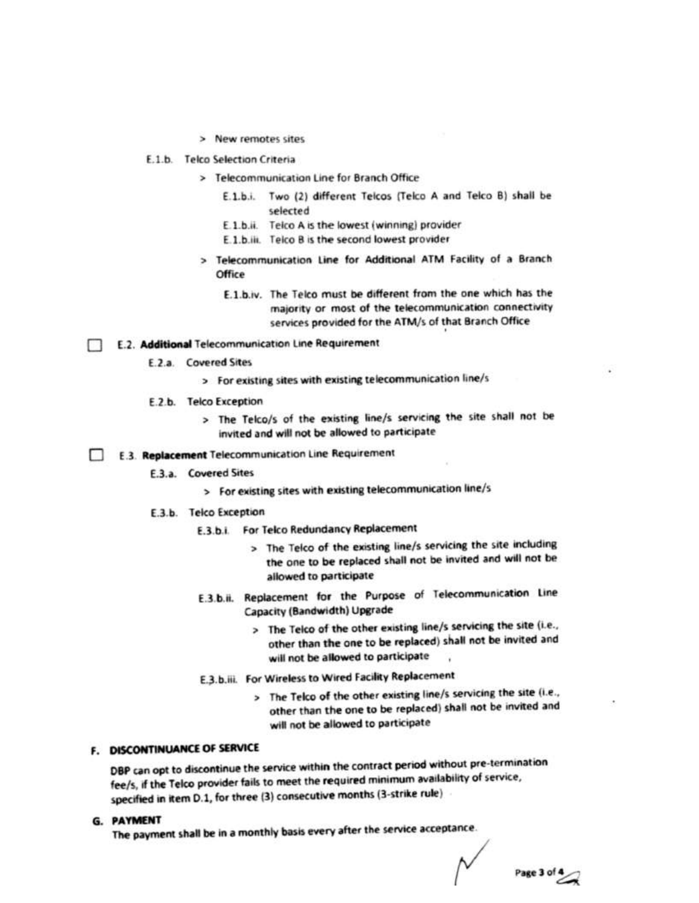> New remotes sites

E.1.b. Telco Selection Criteria

> Telecommunication Line for Branch Office

E.1.b.i. Two (2) different Telcos (Telco A and Telco B) shall be selected

E.1.b.ii. Telco A is the lowest (winning) provider

E.1.b.iii. Telco B is the second lowest provider

> Telecommunication Line for Additional ATM Facility of a Branch Office

E.1.b.iv. The Telco must be different from the one which has the majority or most of the telecommunication connectivity services provided for the ATM/s of that Branch Office

☐ E.2. **Additional** Telecommunication Line Requirement

E.2.a. Covered Sites

> For existing sites with existing telecommunication line/s

E.2.b. Telco Exception

> The Telco/s of the existing line/s servicing the site shall not be invited and will not be allowed to participate

☐ E.3. **Replacement** Telecommunication Line Requirement

E.3.a. Covered Sites

> For existing sites with existing telecommunication line/s

E.3.b. Telco Exception

E.3.b.i. For Telco Redundancy Replacement

> The Telco of the existing line/s servicing the site including the one to be replaced shall not be invited and will not be allowed to participate

E.3.b.ii. Replacement for the Purpose of Telecommunication Line Capacity (Bandwidth) Upgrade

> The Telco of the other existing line/s servicing the site (i.e., other than the one to be replaced) shall not be invited and will not be allowed to participate

E.3.b.iii. For Wireless to Wired Facility Replacement

> The Telco of the other existing line/s servicing the site (i.e., other than the one to be replaced) shall not be invited and will not be allowed to participate

## F. DISCONTINUANCE OF SERVICE

DBP can opt to discontinue the service within the contract period without pre-termination fee/s, if the Telco provider fails to meet the required minimum availability of service, specified in item D.1, for three (3) consecutive months (3-strike rule)

## G. PAYMENT

The payment shall be in a monthly basis every after the service acceptance.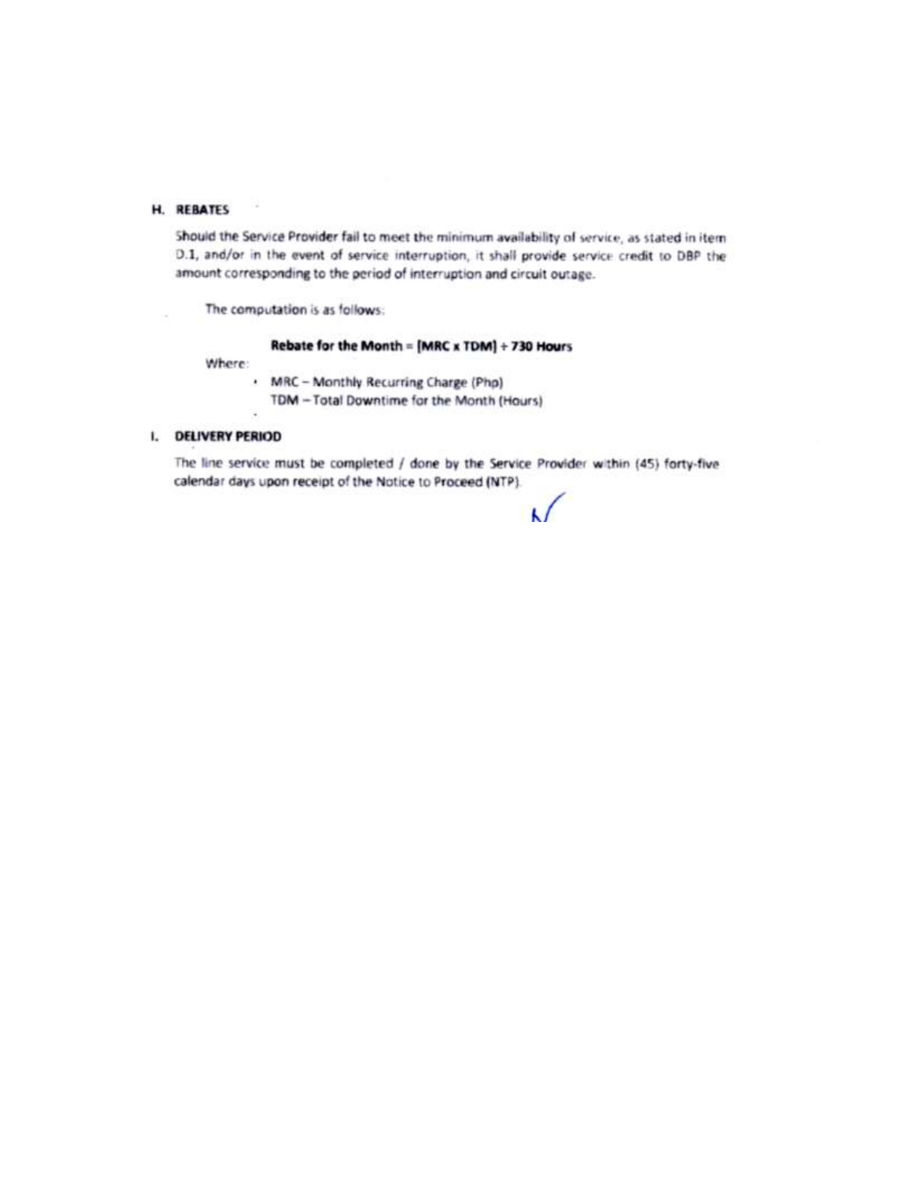## H. REBATES

Should the Service Provider fail to meet the minimum availability of service, as stated in item D.1, and/or in the event of service interruption, it shall provide service credit to DBP the amount corresponding to the period of interruption and circuit outage.

The computation is as follows:

**Rebate for the Month = [MRC x TDM] ÷ 730 Hours**

Where:

- MRC – Monthly Recurring Charge (Php)
- TDM – Total Downtime for the Month (Hours)

## I. DELIVERY PERIOD

The line service must be completed / done by the Service Provider within (45) forty-five calendar days upon receipt of the Notice to Proceed (NTP).